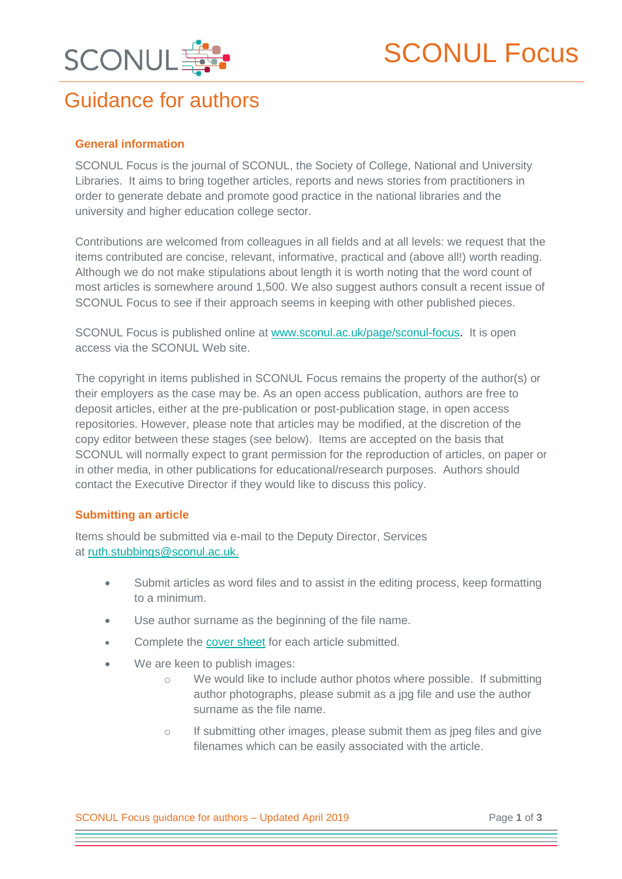# SCONUL Focus

## Guidance for authors

### General information

SCONUL Focus is the journal of SCONUL, the Society of College, National and University Libraries. It aims to bring together articles, reports and news stories from practitioners in order to generate debate and promote good practice in the national libraries and the university and higher education college sector.

Contributions are welcomed from colleagues in all fields and at all levels: we request that the items contributed are concise, relevant, informative, practical and (above all!) worth reading. Although we do not make stipulations about length it is worth noting that the word count of most articles is somewhere around 1,500. We also suggest authors consult a recent issue of SCONUL Focus to see if their approach seems in keeping with other published pieces.

SCONUL Focus is published online at [www.sconul.ac.uk/page/sconul-focus](www.sconul.ac.uk/page/sconul-focus). It is open access via the SCONUL Web site.

The copyright in items published in SCONUL Focus remains the property of the author(s) or their employers as the case may be. As an open access publication, authors are free to deposit articles, either at the pre-publication or post-publication stage, in open access repositories. However, please note that articles may be modified, at the discretion of the copy editor between these stages (see below). Items are accepted on the basis that SCONUL will normally expect to grant permission for the reproduction of articles, on paper or in other media, in other publications for educational/research purposes. Authors should contact the Executive Director if they would like to discuss this policy.

### Submitting an article

Items should be submitted via e-mail to the Deputy Director, Services at [ruth.stubbings@sconul.ac.uk.](mailto:ruth.stubbings@sconul.ac.uk)

- Submit articles as word files and to assist in the editing process, keep formatting to a minimum.
- Use author surname as the beginning of the file name.
- Complete the cover sheet for each article submitted.
- We are keen to publish images:
    - We would like to include author photos where possible. If submitting author photographs, please submit as a jpg file and use the author surname as the file name.
    - If submitting other images, please submit them as jpeg files and give filenames which can be easily associated with the article.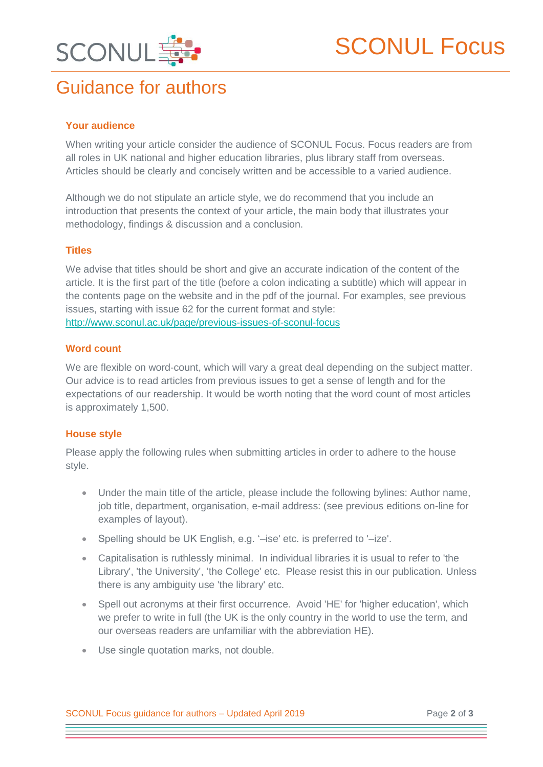# Guidance for authors

### Your audience

When writing your article consider the audience of SCONUL Focus. Focus readers are from all roles in UK national and higher education libraries, plus library staff from overseas. Articles should be clearly and concisely written and be accessible to a varied audience.

Although we do not stipulate an article style, we do recommend that you include an introduction that presents the context of your article, the main body that illustrates your methodology, findings & discussion and a conclusion.

### Titles

We advise that titles should be short and give an accurate indication of the content of the article. It is the first part of the title (before a colon indicating a subtitle) which will appear in the contents page on the website and in the pdf of the journal. For examples, see previous issues, starting with issue 62 for the current format and style:
http://www.sconul.ac.uk/page/previous-issues-of-sconul-focus

### Word count

We are flexible on word-count, which will vary a great deal depending on the subject matter. Our advice is to read articles from previous issues to get a sense of length and for the expectations of our readership. It would be worth noting that the word count of most articles is approximately 1,500.

### House style

Please apply the following rules when submitting articles in order to adhere to the house style.

- Under the main title of the article, please include the following bylines: Author name, job title, department, organisation, e-mail address: (see previous editions on-line for examples of layout).
- Spelling should be UK English, e.g. '–ise' etc. is preferred to '–ize'.
- Capitalisation is ruthlessly minimal. In individual libraries it is usual to refer to 'the Library', 'the University', 'the College' etc. Please resist this in our publication. Unless there is any ambiguity use 'the library' etc.
- Spell out acronyms at their first occurrence. Avoid 'HE' for 'higher education', which we prefer to write in full (the UK is the only country in the world to use the term, and our overseas readers are unfamiliar with the abbreviation HE).
- Use single quotation marks, not double.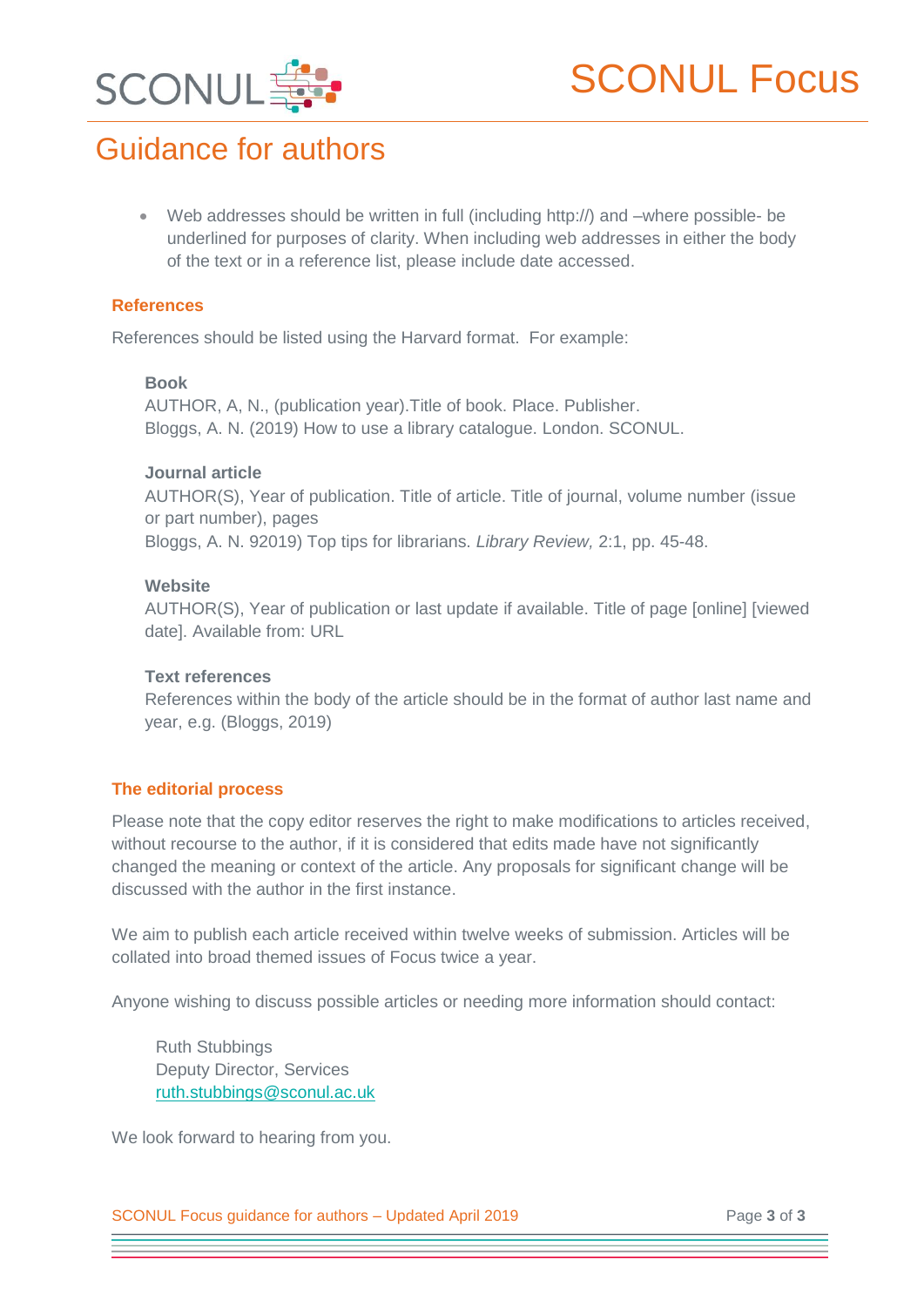- Web addresses should be written in full (including http://) and –where possible- be underlined for purposes of clarity. When including web addresses in either the body of the text or in a reference list, please include date accessed.

### References

References should be listed using the Harvard format. For example:

**Book**
AUTHOR, A, N., (publication year).Title of book. Place. Publisher.
Bloggs, A. N. (2019) How to use a library catalogue. London. SCONUL.

**Journal article**
AUTHOR(S), Year of publication. Title of article. Title of journal, volume number (issue or part number), pages
Bloggs, A. N. 92019) Top tips for librarians. *Library Review,* 2:1, pp. 45-48.

**Website**
AUTHOR(S), Year of publication or last update if available. Title of page [online] [viewed date]. Available from: URL

**Text references**
References within the body of the article should be in the format of author last name and year, e.g. (Bloggs, 2019)

### The editorial process

Please note that the copy editor reserves the right to make modifications to articles received, without recourse to the author, if it is considered that edits made have not significantly changed the meaning or context of the article. Any proposals for significant change will be discussed with the author in the first instance.

We aim to publish each article received within twelve weeks of submission. Articles will be collated into broad themed issues of Focus twice a year.

Anyone wishing to discuss possible articles or needing more information should contact:

Ruth Stubbings
Deputy Director, Services
ruth.stubbings@sconul.ac.uk

We look forward to hearing from you.